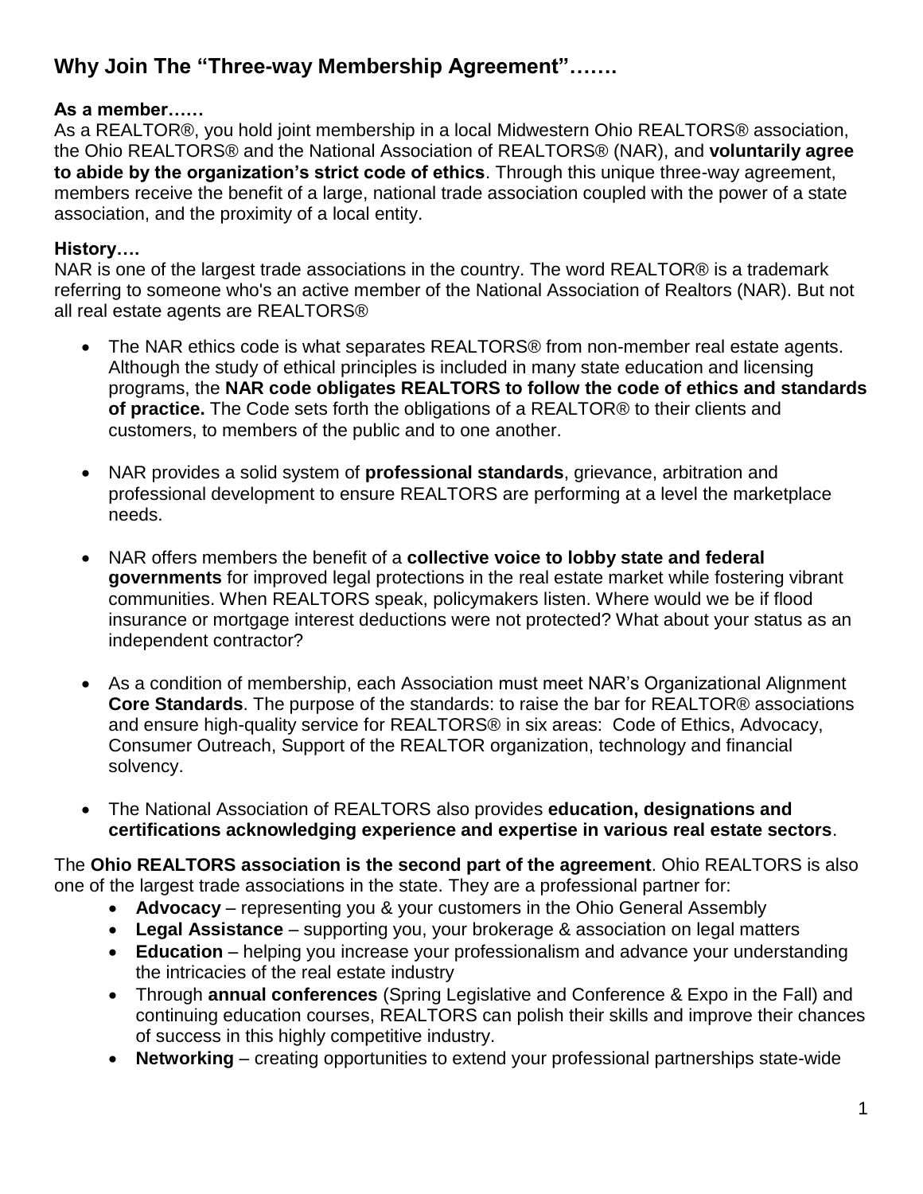## Why Join The "Three-way Membership Agreement"…….

**As a member……**

As a REALTOR®, you hold joint membership in a local Midwestern Ohio REALTORS® association, the Ohio REALTORS® and the National Association of REALTORS® (NAR), and **voluntarily agree to abide by the organization's strict code of ethics**. Through this unique three-way agreement, members receive the benefit of a large, national trade association coupled with the power of a state association, and the proximity of a local entity.

**History….**

NAR is one of the largest trade associations in the country. The word REALTOR® is a trademark referring to someone who's an active member of the National Association of Realtors (NAR). But not all real estate agents are REALTORS®

- The NAR ethics code is what separates REALTORS® from non-member real estate agents. Although the study of ethical principles is included in many state education and licensing programs, the **NAR code obligates REALTORS to follow the code of ethics and standards of practice.** The Code sets forth the obligations of a REALTOR® to their clients and customers, to members of the public and to one another.

- NAR provides a solid system of **professional standards**, grievance, arbitration and professional development to ensure REALTORS are performing at a level the marketplace needs.

- NAR offers members the benefit of a **collective voice to lobby state and federal governments** for improved legal protections in the real estate market while fostering vibrant communities. When REALTORS speak, policymakers listen. Where would we be if flood insurance or mortgage interest deductions were not protected? What about your status as an independent contractor?

- As a condition of membership, each Association must meet NAR's Organizational Alignment **Core Standards**. The purpose of the standards: to raise the bar for REALTOR® associations and ensure high-quality service for REALTORS® in six areas: Code of Ethics, Advocacy, Consumer Outreach, Support of the REALTOR organization, technology and financial solvency.

- The National Association of REALTORS also provides **education, designations and certifications acknowledging experience and expertise in various real estate sectors**.

The **Ohio REALTORS association is the second part of the agreement**. Ohio REALTORS is also one of the largest trade associations in the state. They are a professional partner for:

- **Advocacy** – representing you & your customers in the Ohio General Assembly
- **Legal Assistance** – supporting you, your brokerage & association on legal matters
- **Education** – helping you increase your professionalism and advance your understanding the intricacies of the real estate industry
- Through **annual conferences** (Spring Legislative and Conference & Expo in the Fall) and continuing education courses, REALTORS can polish their skills and improve their chances of success in this highly competitive industry.
- **Networking** – creating opportunities to extend your professional partnerships state-wide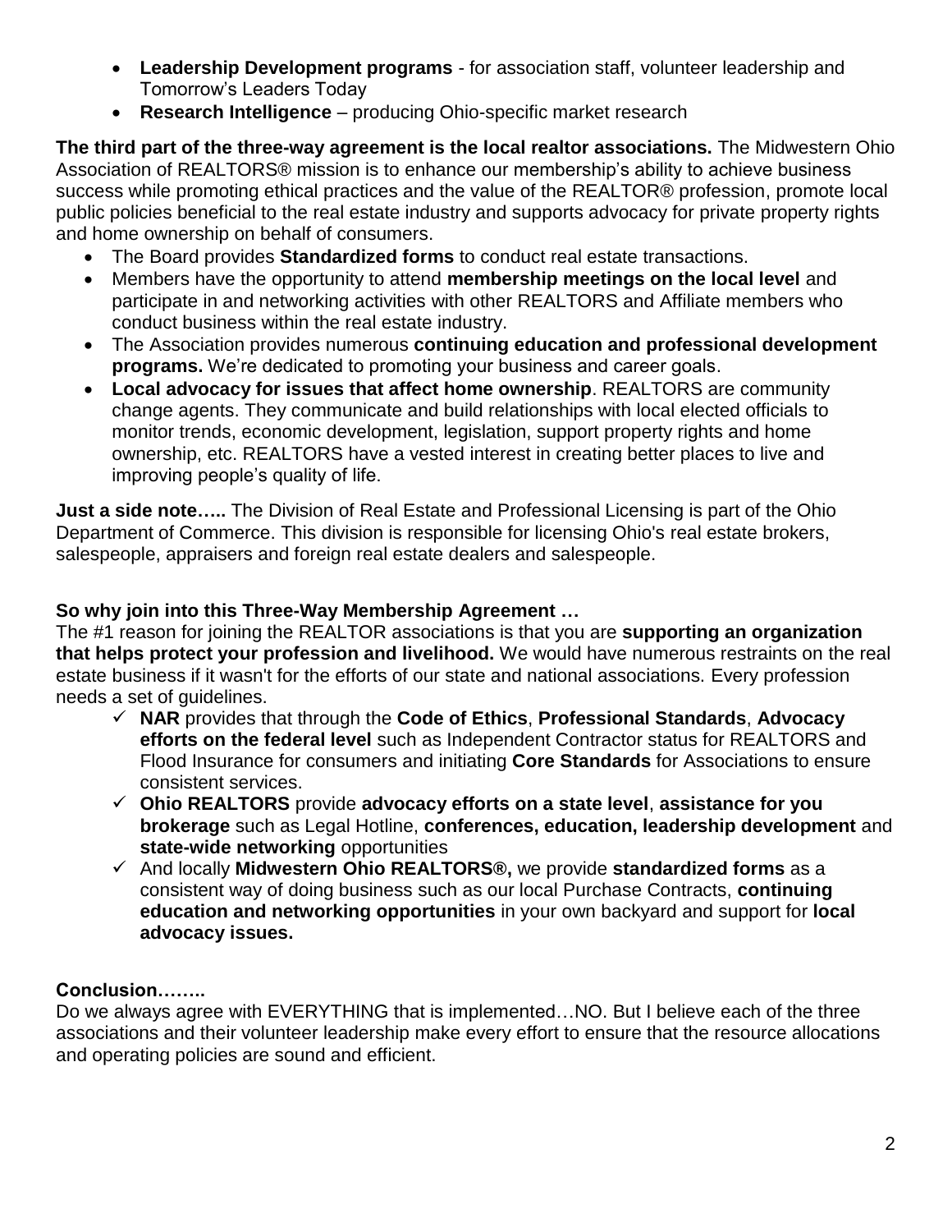- **Leadership Development programs** - for association staff, volunteer leadership and Tomorrow's Leaders Today
- **Research Intelligence** – producing Ohio-specific market research

**The third part of the three-way agreement is the local realtor associations.** The Midwestern Ohio Association of REALTORS® mission is to enhance our membership's ability to achieve business success while promoting ethical practices and the value of the REALTOR® profession, promote local public policies beneficial to the real estate industry and supports advocacy for private property rights and home ownership on behalf of consumers.

- The Board provides **Standardized forms** to conduct real estate transactions.
- Members have the opportunity to attend **membership meetings on the local level** and participate in and networking activities with other REALTORS and Affiliate members who conduct business within the real estate industry.
- The Association provides numerous **continuing education and professional development programs.** We're dedicated to promoting your business and career goals.
- **Local advocacy for issues that affect home ownership**. REALTORS are community change agents. They communicate and build relationships with local elected officials to monitor trends, economic development, legislation, support property rights and home ownership, etc. REALTORS have a vested interest in creating better places to live and improving people's quality of life.

**Just a side note…..** The Division of Real Estate and Professional Licensing is part of the Ohio Department of Commerce. This division is responsible for licensing Ohio's real estate brokers, salespeople, appraisers and foreign real estate dealers and salespeople.

**So why join into this Three-Way Membership Agreement …**

The #1 reason for joining the REALTOR associations is that you are **supporting an organization that helps protect your profession and livelihood.** We would have numerous restraints on the real estate business if it wasn't for the efforts of our state and national associations. Every profession needs a set of guidelines.

- ✓ **NAR** provides that through the **Code of Ethics**, **Professional Standards**, **Advocacy efforts on the federal level** such as Independent Contractor status for REALTORS and Flood Insurance for consumers and initiating **Core Standards** for Associations to ensure consistent services.
- ✓ **Ohio REALTORS** provide **advocacy efforts on a state level**, **assistance for you brokerage** such as Legal Hotline, **conferences, education, leadership development** and **state-wide networking** opportunities
- ✓ And locally **Midwestern Ohio REALTORS®,** we provide **standardized forms** as a consistent way of doing business such as our local Purchase Contracts, **continuing education and networking opportunities** in your own backyard and support for **local advocacy issues.**

**Conclusion……..**

Do we always agree with EVERYTHING that is implemented…NO. But I believe each of the three associations and their volunteer leadership make every effort to ensure that the resource allocations and operating policies are sound and efficient.